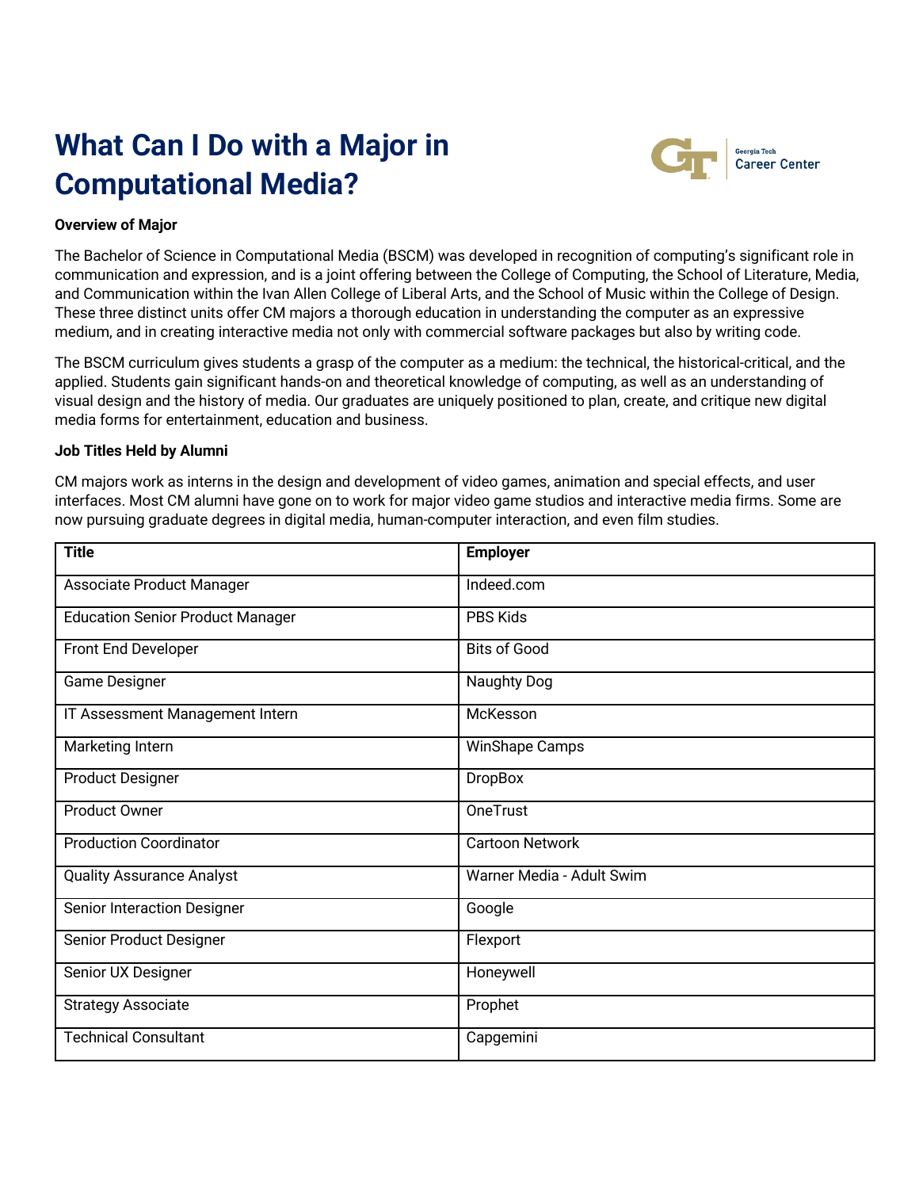# What Can I Do with a Major in Computational Media?

**Overview of Major**

The Bachelor of Science in Computational Media (BSCM) was developed in recognition of computing's significant role in communication and expression, and is a joint offering between the College of Computing, the School of Literature, Media, and Communication within the Ivan Allen College of Liberal Arts, and the School of Music within the College of Design. These three distinct units offer CM majors a thorough education in understanding the computer as an expressive medium, and in creating interactive media not only with commercial software packages but also by writing code.

The BSCM curriculum gives students a grasp of the computer as a medium: the technical, the historical-critical, and the applied. Students gain significant hands-on and theoretical knowledge of computing, as well as an understanding of visual design and the history of media. Our graduates are uniquely positioned to plan, create, and critique new digital media forms for entertainment, education and business.

**Job Titles Held by Alumni**

CM majors work as interns in the design and development of video games, animation and special effects, and user interfaces. Most CM alumni have gone on to work for major video game studios and interactive media firms. Some are now pursuing graduate degrees in digital media, human-computer interaction, and even film studies.

| Title | Employer |
|---|---|
| Associate Product Manager | Indeed.com |
| Education Senior Product Manager | PBS Kids |
| Front End Developer | Bits of Good |
| Game Designer | Naughty Dog |
| IT Assessment Management Intern | McKesson |
| Marketing Intern | WinShape Camps |
| Product Designer | DropBox |
| Product Owner | OneTrust |
| Production Coordinator | Cartoon Network |
| Quality Assurance Analyst | Warner Media - Adult Swim |
| Senior Interaction Designer | Google |
| Senior Product Designer | Flexport |
| Senior UX Designer | Honeywell |
| Strategy Associate | Prophet |
| Technical Consultant | Capgemini |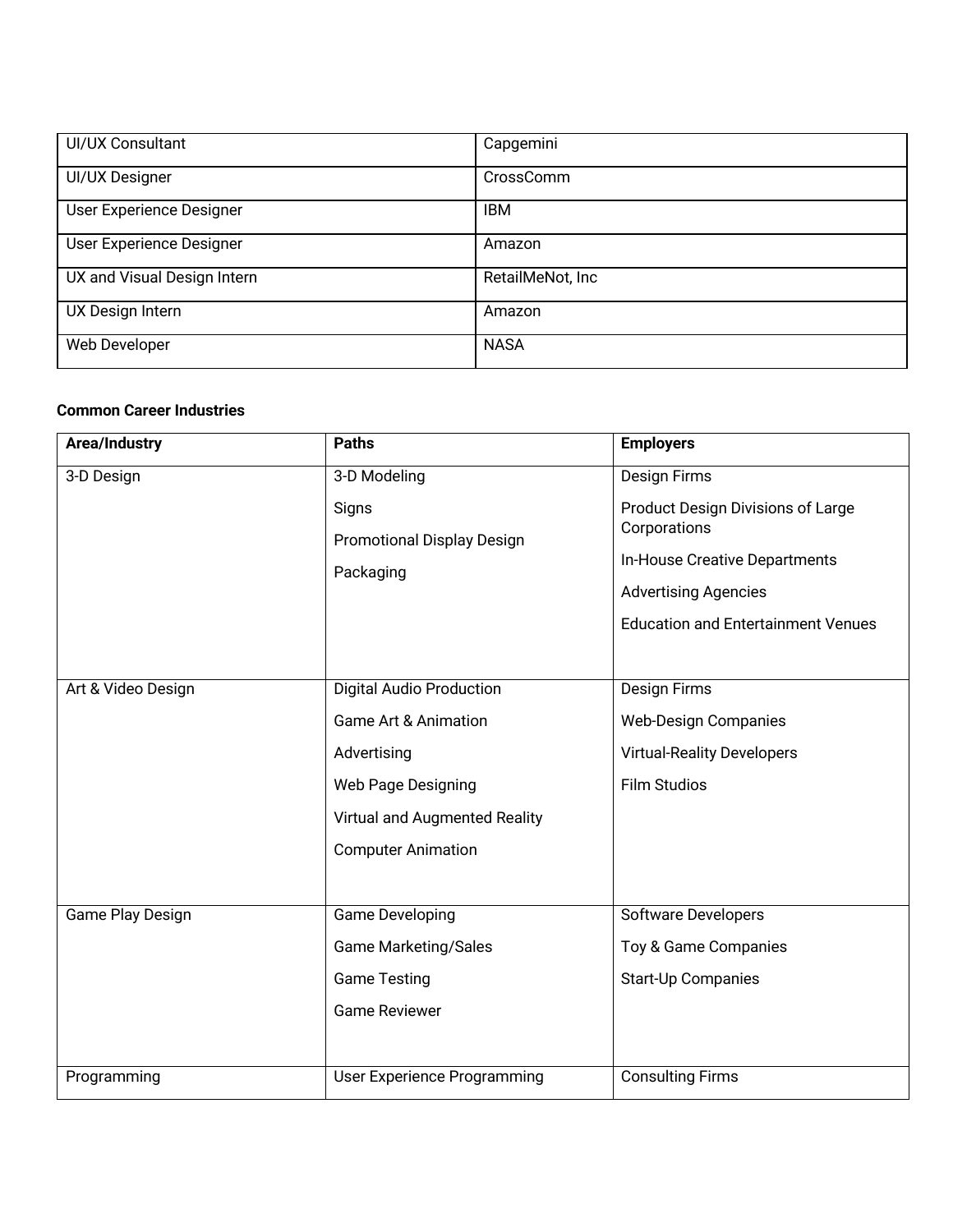| UI/UX Consultant | Capgemini |
|---|---|
| UI/UX Designer | CrossComm |
| User Experience Designer | IBM |
| User Experience Designer | Amazon |
| UX and Visual Design Intern | RetailMeNot, Inc |
| UX Design Intern | Amazon |
| Web Developer | NASA |

**Common Career Industries**

| Area/Industry | Paths | Employers |
|---|---|---|
| 3-D Design | 3-D Modeling<br>Signs<br>Promotional Display Design<br>Packaging | Design Firms<br>Product Design Divisions of Large Corporations<br>In-House Creative Departments<br>Advertising Agencies<br>Education and Entertainment Venues |
| Art & Video Design | Digital Audio Production<br>Game Art & Animation<br>Advertising<br>Web Page Designing<br>Virtual and Augmented Reality<br>Computer Animation | Design Firms<br>Web-Design Companies<br>Virtual-Reality Developers<br>Film Studios |
| Game Play Design | Game Developing<br>Game Marketing/Sales<br>Game Testing<br>Game Reviewer | Software Developers<br>Toy & Game Companies<br>Start-Up Companies |
| Programming | User Experience Programming | Consulting Firms |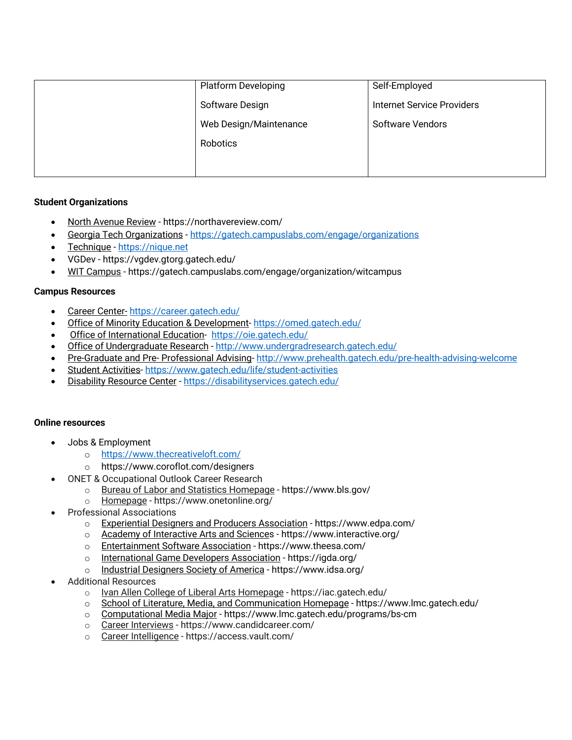| | | |
|---|---|---|
| | Platform Developing<br><br>Software Design<br><br>Web Design/Maintenance<br><br>Robotics | Self-Employed<br><br>Internet Service Providers<br><br>Software Vendors |

**Student Organizations**

- North Avenue Review - https://northavereview.com/
- Georgia Tech Organizations - https://gatech.campuslabs.com/engage/organizations
- Technique - https://nique.net
- VGDev - https://vgdev.gtorg.gatech.edu/
- WIT Campus - https://gatech.campuslabs.com/engage/organization/witcampus

**Campus Resources**

- Career Center- https://career.gatech.edu/
- Office of Minority Education & Development- https://omed.gatech.edu/
- Office of International Education- https://oie.gatech.edu/
- Office of Undergraduate Research - http://www.undergradresearch.gatech.edu/
- Pre-Graduate and Pre- Professional Advising- http://www.prehealth.gatech.edu/pre-health-advising-welcome
- Student Activities- https://www.gatech.edu/life/student-activities
- Disability Resource Center - https://disabilityservices.gatech.edu/

**Online resources**

- Jobs & Employment
  - https://www.thecreativeloft.com/
  - https://www.coroflot.com/designers
- ONET & Occupational Outlook Career Research
  - Bureau of Labor and Statistics Homepage - https://www.bls.gov/
  - Homepage - https://www.onetonline.org/
- Professional Associations
  - Experiential Designers and Producers Association - https://www.edpa.com/
  - Academy of Interactive Arts and Sciences - https://www.interactive.org/
  - Entertainment Software Association - https://www.theesa.com/
  - International Game Developers Association - https://igda.org/
  - Industrial Designers Society of America - https://www.idsa.org/
- Additional Resources
  - Ivan Allen College of Liberal Arts Homepage - https://iac.gatech.edu/
  - School of Literature, Media, and Communication Homepage - https://www.lmc.gatech.edu/
  - Computational Media Major - https://www.lmc.gatech.edu/programs/bs-cm
  - Career Interviews - https://www.candidcareer.com/
  - Career Intelligence - https://access.vault.com/